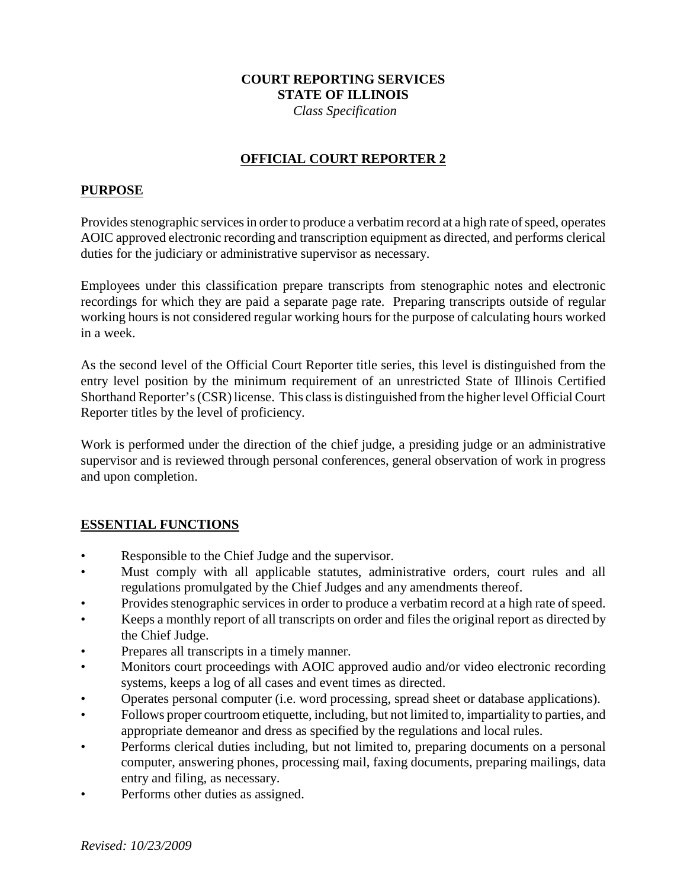**COURT REPORTING SERVICES**
**STATE OF ILLINOIS**
*Class Specification*

# OFFICIAL COURT REPORTER 2

## PURPOSE

Provides stenographic services in order to produce a verbatim record at a high rate of speed, operates AOIC approved electronic recording and transcription equipment as directed, and performs clerical duties for the judiciary or administrative supervisor as necessary.

Employees under this classification prepare transcripts from stenographic notes and electronic recordings for which they are paid a separate page rate. Preparing transcripts outside of regular working hours is not considered regular working hours for the purpose of calculating hours worked in a week.

As the second level of the Official Court Reporter title series, this level is distinguished from the entry level position by the minimum requirement of an unrestricted State of Illinois Certified Shorthand Reporter's (CSR) license. This class is distinguished from the higher level Official Court Reporter titles by the level of proficiency.

Work is performed under the direction of the chief judge, a presiding judge or an administrative supervisor and is reviewed through personal conferences, general observation of work in progress and upon completion.

## ESSENTIAL FUNCTIONS

- Responsible to the Chief Judge and the supervisor.
- Must comply with all applicable statutes, administrative orders, court rules and all regulations promulgated by the Chief Judges and any amendments thereof.
- Provides stenographic services in order to produce a verbatim record at a high rate of speed.
- Keeps a monthly report of all transcripts on order and files the original report as directed by the Chief Judge.
- Prepares all transcripts in a timely manner.
- Monitors court proceedings with AOIC approved audio and/or video electronic recording systems, keeps a log of all cases and event times as directed.
- Operates personal computer (i.e. word processing, spread sheet or database applications).
- Follows proper courtroom etiquette, including, but not limited to, impartiality to parties, and appropriate demeanor and dress as specified by the regulations and local rules.
- Performs clerical duties including, but not limited to, preparing documents on a personal computer, answering phones, processing mail, faxing documents, preparing mailings, data entry and filing, as necessary.
- Performs other duties as assigned.

*Revised: 10/23/2009*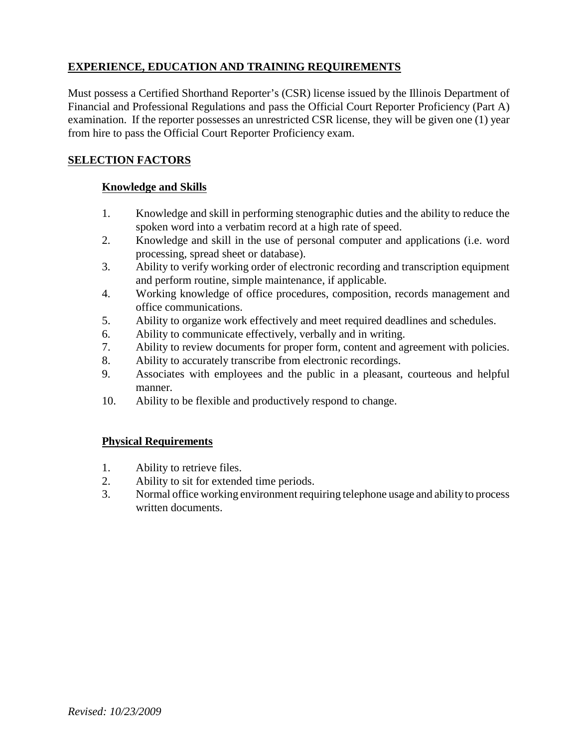## EXPERIENCE, EDUCATION AND TRAINING REQUIREMENTS

Must possess a Certified Shorthand Reporter's (CSR) license issued by the Illinois Department of Financial and Professional Regulations and pass the Official Court Reporter Proficiency (Part A) examination. If the reporter possesses an unrestricted CSR license, they will be given one (1) year from hire to pass the Official Court Reporter Proficiency exam.

## SELECTION FACTORS

### Knowledge and Skills

1. Knowledge and skill in performing stenographic duties and the ability to reduce the spoken word into a verbatim record at a high rate of speed.
2. Knowledge and skill in the use of personal computer and applications (i.e. word processing, spread sheet or database).
3. Ability to verify working order of electronic recording and transcription equipment and perform routine, simple maintenance, if applicable.
4. Working knowledge of office procedures, composition, records management and office communications.
5. Ability to organize work effectively and meet required deadlines and schedules.
6. Ability to communicate effectively, verbally and in writing.
7. Ability to review documents for proper form, content and agreement with policies.
8. Ability to accurately transcribe from electronic recordings.
9. Associates with employees and the public in a pleasant, courteous and helpful manner.
10. Ability to be flexible and productively respond to change.

### Physical Requirements

1. Ability to retrieve files.
2. Ability to sit for extended time periods.
3. Normal office working environment requiring telephone usage and ability to process written documents.

*Revised: 10/23/2009*